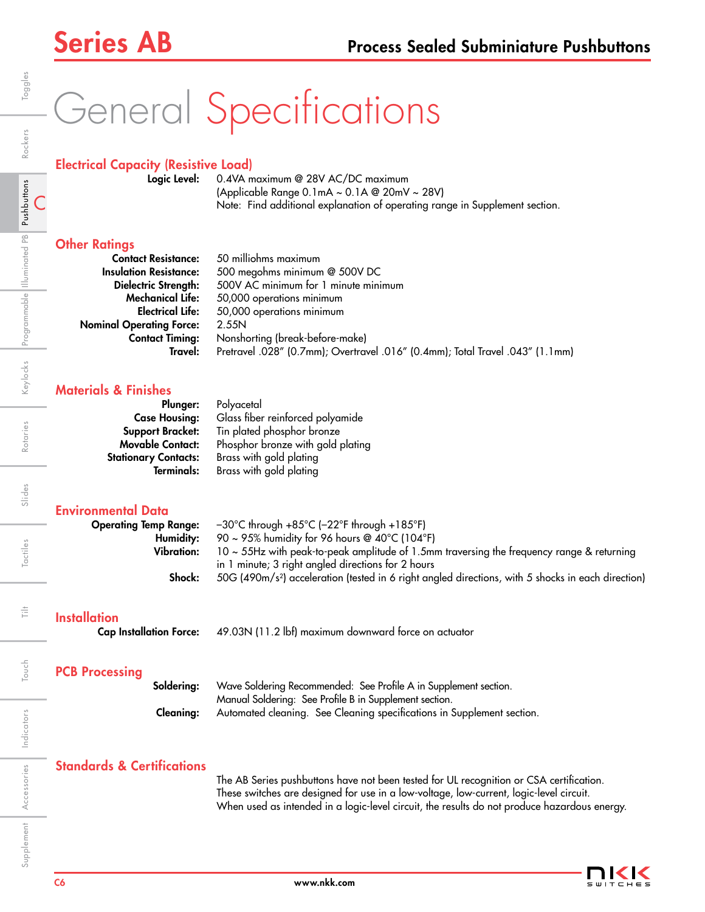# Series AB

## Process Sealed Subminiature Pushbuttons

# General Specifications

### Electrical Capacity (Resistive Load)

**Logic Level:** 0.4VA maximum @ 28V AC/DC maximum
(Applicable Range 0.1mA ~ 0.1A @ 20mV ~ 28V)
Note: Find additional explanation of operating range in Supplement section.

### Other Ratings

**Contact Resistance:** 50 milliohms maximum
**Insulation Resistance:** 500 megohms minimum @ 500V DC
**Dielectric Strength:** 500V AC minimum for 1 minute minimum
**Mechanical Life:** 50,000 operations minimum
**Electrical Life:** 50,000 operations minimum
**Nominal Operating Force:** 2.55N
**Contact Timing:** Nonshorting (break-before-make)
**Travel:** Pretravel .028" (0.7mm); Overtravel .016" (0.4mm); Total Travel .043" (1.1mm)

### Materials & Finishes

**Plunger:** Polyacetal
**Case Housing:** Glass fiber reinforced polyamide
**Support Bracket:** Tin plated phosphor bronze
**Movable Contact:** Phosphor bronze with gold plating
**Stationary Contacts:** Brass with gold plating
**Terminals:** Brass with gold plating

### Environmental Data

**Operating Temp Range:** –30°C through +85°C (–22°F through +185°F)
**Humidity:** 90 ~ 95% humidity for 96 hours @ 40°C (104°F)
**Vibration:** 10 ~ 55Hz with peak-to-peak amplitude of 1.5mm traversing the frequency range & returning in 1 minute; 3 right angled directions for 2 hours
**Shock:** 50G (490m/s$^2$) acceleration (tested in 6 right angled directions, with 5 shocks in each direction)

### Installation

**Cap Installation Force:** 49.03N (11.2 lbf) maximum downward force on actuator

### PCB Processing

**Soldering:** Wave Soldering Recommended: See Profile A in Supplement section.
Manual Soldering: See Profile B in Supplement section.
**Cleaning:** Automated cleaning. See Cleaning specifications in Supplement section.

### Standards & Certifications

The AB Series pushbuttons have not been tested for UL recognition or CSA certification.
These switches are designed for use in a low-voltage, low-current, logic-level circuit.
When used as intended in a logic-level circuit, the results do not produce hazardous energy.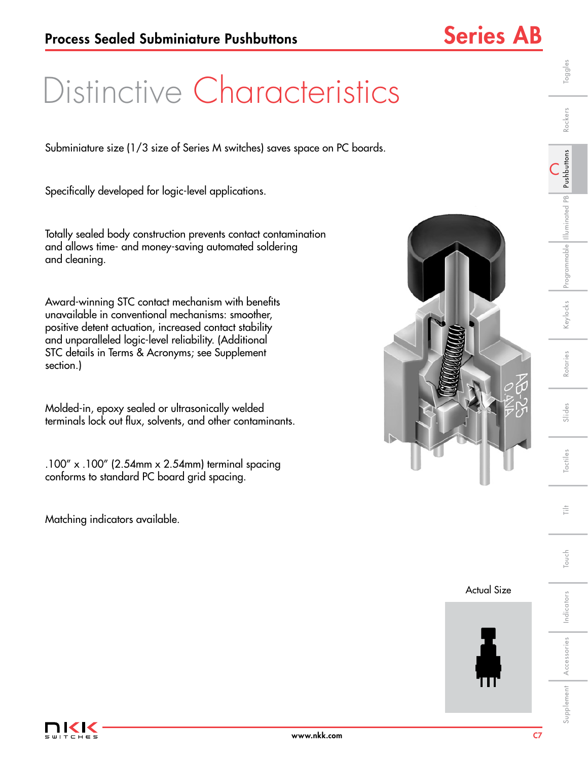# Process Sealed Subminiature Pushbuttons

# Series AB

## Distinctive Characteristics

Subminiature size (1/3 size of Series M switches) saves space on PC boards.

Specifically developed for logic-level applications.

Totally sealed body construction prevents contact contamination and allows time- and money-saving automated soldering and cleaning.

Award-winning STC contact mechanism with benefits unavailable in conventional mechanisms: smoother, positive detent actuation, increased contact stability and unparalleled logic-level reliability. (Additional STC details in Terms & Acronyms; see Supplement section.)

Molded-in, epoxy sealed or ultrasonically welded terminals lock out flux, solvents, and other contaminants.

.100" x .100" (2.54mm x 2.54mm) terminal spacing conforms to standard PC board grid spacing.

Matching indicators available.

Actual Size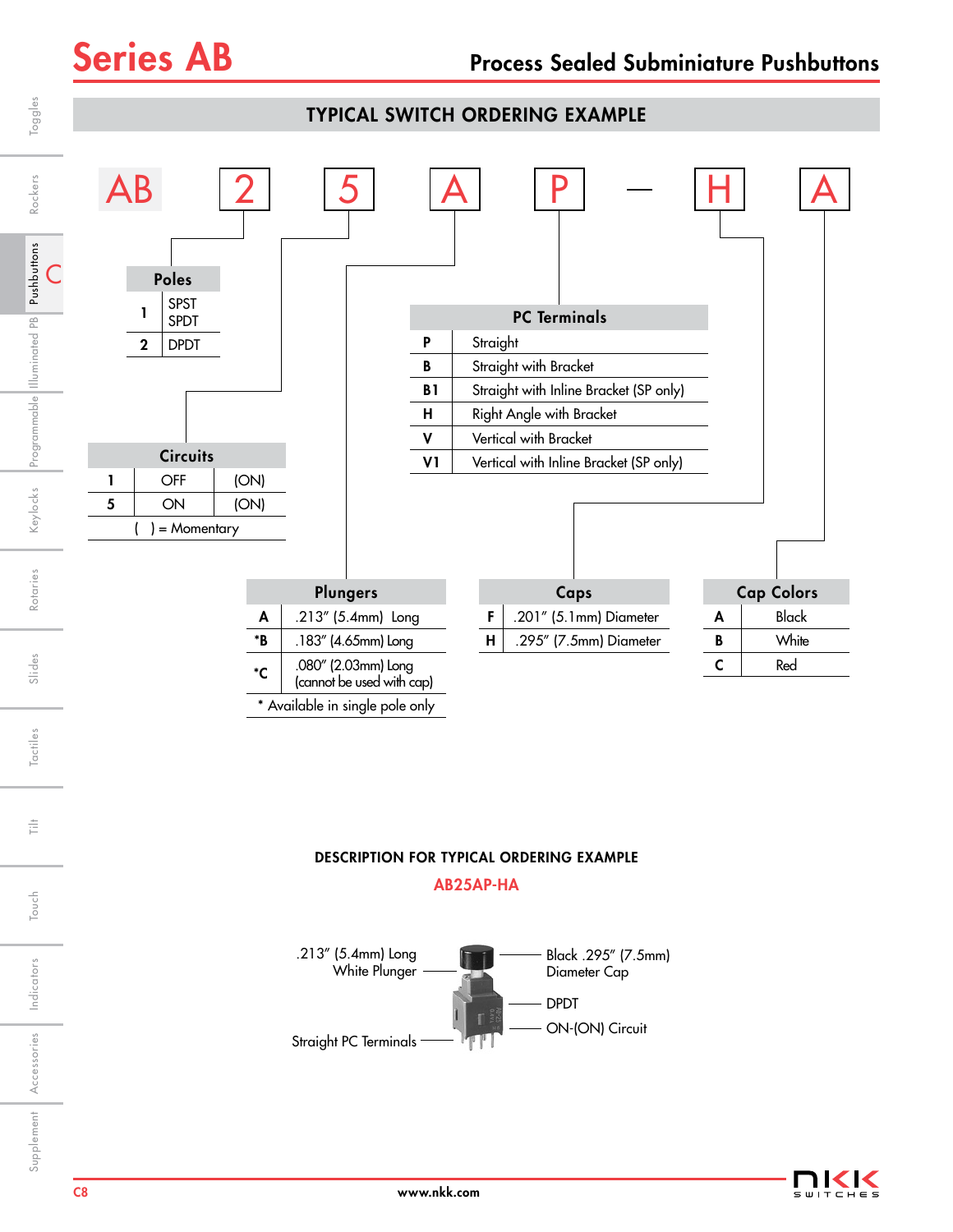# Series AB

## Process Sealed Subminiature Pushbuttons

### TYPICAL SWITCH ORDERING EXAMPLE

AB 2 5 A P — H A

**Poles**

| | |
|---|---|
| 1 | SPST SPDT |
| 2 | DPDT |

**Circuits**

| | | |
|---|---|---|
| 1 | OFF | (ON) |
| 5 | ON | (ON) |

( ) = Momentary

**PC Terminals**

| | |
|---|---|
| P | Straight |
| B | Straight with Bracket |
| B1 | Straight with Inline Bracket (SP only) |
| H | Right Angle with Bracket |
| V | Vertical with Bracket |
| V1 | Vertical with Inline Bracket (SP only) |

**Plungers**

| | |
|---|---|
| A | .213″ (5.4mm) Long |
| *B | .183″ (4.65mm) Long |
| *C | .080″ (2.03mm) Long (cannot be used with cap) |

* Available in single pole only

**Caps**

| | |
|---|---|
| F | .201″ (5.1mm) Diameter |
| H | .295″ (7.5mm) Diameter |

**Cap Colors**

| | |
|---|---|
| A | Black |
| B | White |
| C | Red |

### DESCRIPTION FOR TYPICAL ORDERING EXAMPLE

**AB25AP-HA**

- .213″ (5.4mm) Long White Plunger
- Straight PC Terminals
- Black .295″ (7.5mm) Diameter Cap
- DPDT
- ON-(ON) Circuit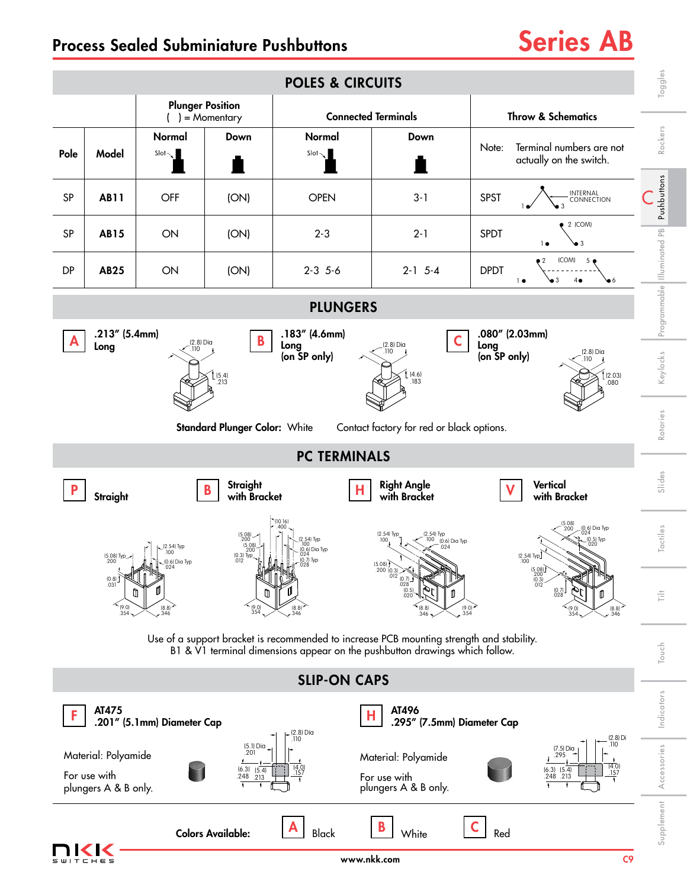# Process Sealed Subminiature Pushbuttons

# Series AB

## POLES & CIRCUITS

| Pole | Model | Plunger Position ( ) = Momentary — Normal | Down | Connected Terminals — Normal | Down | Throw & Schematics |
|---|---|---|---|---|---|---|
| | | | | | | Note: Terminal numbers are not actually on the switch. |
| SP | AB11 | OFF | (ON) | OPEN | 3-1 | SPST |
| SP | AB15 | ON | (ON) | 2-3 | 2-1 | SPDT |
| DP | AB25 | ON | (ON) | 2-3 5-6 | 2-1 5-4 | DPDT |

## PLUNGERS

**A** .213″ (5.4mm) Long

**B** .183″ (4.6mm) Long (on SP only)

**C** .080″ (2.03mm) Long (on SP only)

**Standard Plunger Color:** White Contact factory for red or black options.

## PC TERMINALS

**P** Straight

**B** Straight with Bracket

**H** Right Angle with Bracket

**V** Vertical with Bracket

Use of a support bracket is recommended to increase PCB mounting strength and stability.
B1 & V1 terminal dimensions appear on the pushbutton drawings which follow.

## SLIP-ON CAPS

**F** AT475
.201″ (5.1mm) Diameter Cap

Material: Polyamide

For use with plungers A & B only.

**H** AT496
.295″ (7.5mm) Diameter Cap

Material: Polyamide

For use with plungers A & B only.

**Colors Available:** **A** Black **B** White **C** Red

www.nkk.com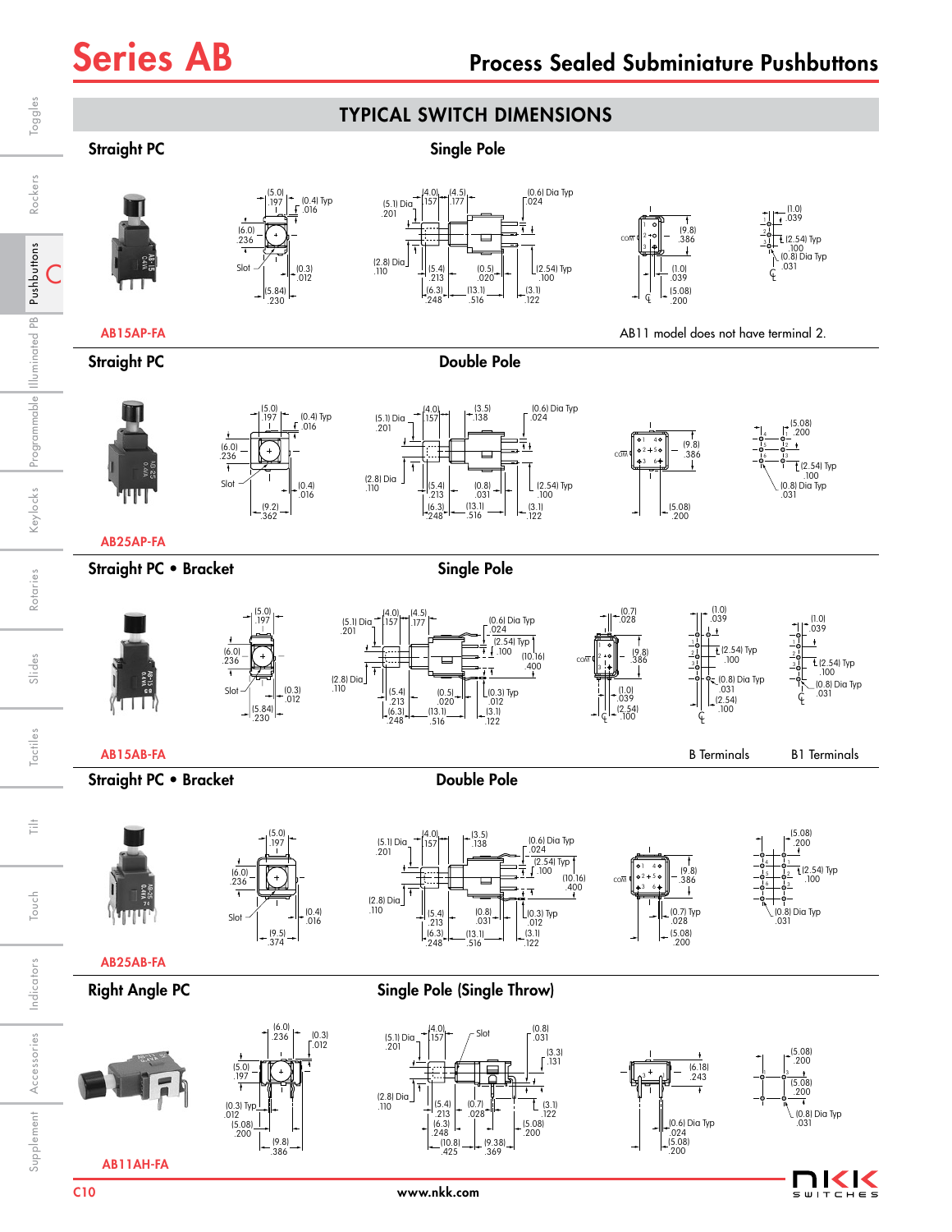## TYPICAL SWITCH DIMENSIONS

### Straight PC — Single Pole

AB15AP-FA

AB11 model does not have terminal 2.

### Straight PC — Double Pole

AB25AP-FA

### Straight PC • Bracket — Single Pole

AB15AB-FA

B Terminals

B1 Terminals

### Straight PC • Bracket — Double Pole

AB25AB-FA

### Right Angle PC — Single Pole (Single Throw)

AB11AH-FA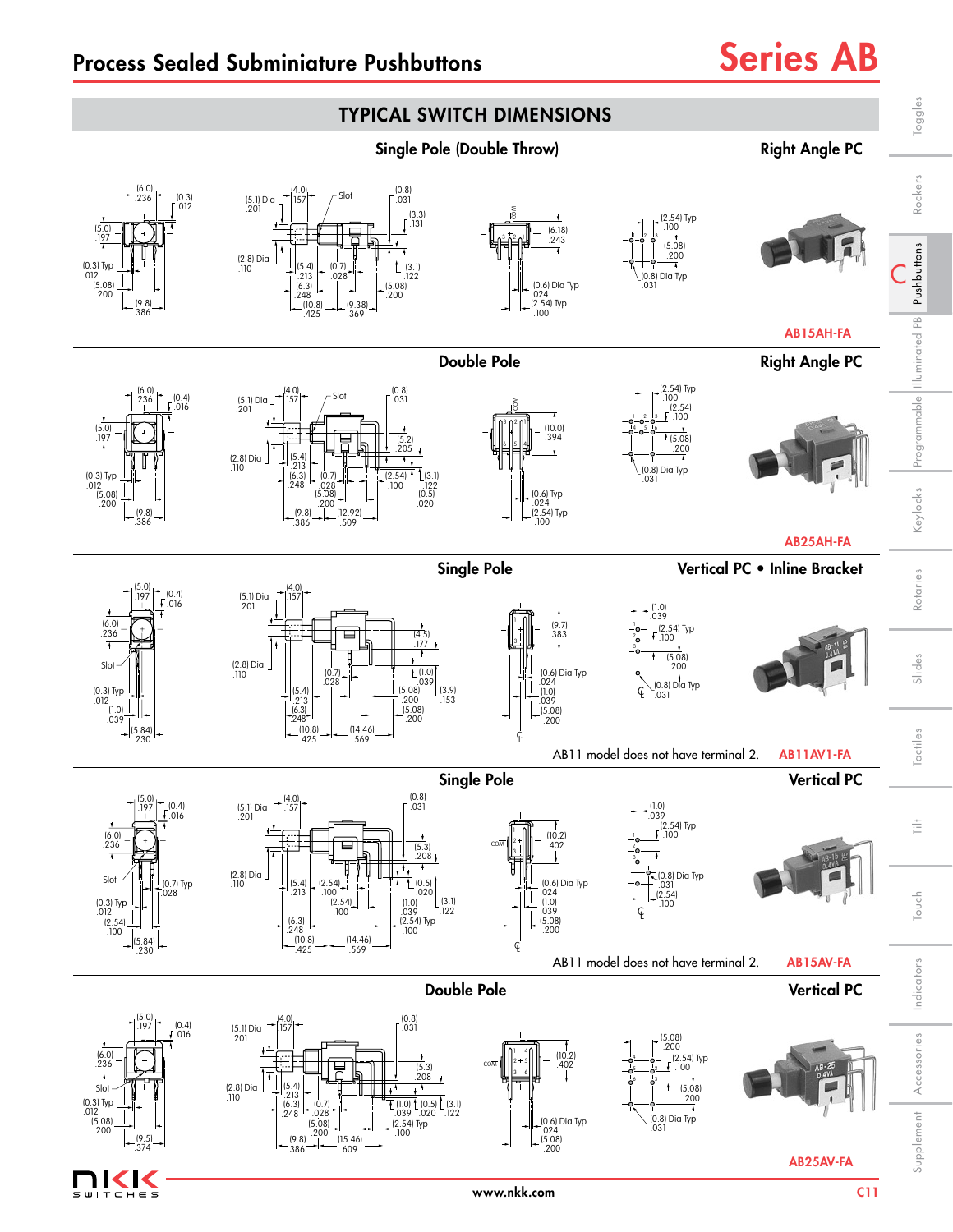# Process Sealed Subminiature Pushbuttons

# Series AB

## TYPICAL SWITCH DIMENSIONS

### Single Pole (Double Throw) — Right Angle PC

(6.0) .236
(0.3) .012
(5.0) .197
(0.3) Typ .012
(5.08) .200
(9.8) .386
(5.1) Dia .201
(4.0) .157
Slot
(0.8) .031
(3.3) .131
(2.8) Dia .110
(5.4) .213
(0.7) .028
(6.3) .248
(10.8) .425
(9.38) .369
(3.1) .122
(5.08) .200
COM
(6.18) .243
(0.6) Dia Typ .024
(2.54) Typ .100
(2.54) Typ .100
(5.08) .200
(0.8) Dia Typ .031

AB15AH-FA

### Double Pole — Right Angle PC

(6.0) .236
(0.4) .016
(5.0) .197
(0.3) Typ .012
(5.08) .200
(9.8) .386
(5.1) Dia .201
(4.0) .157
Slot
(0.8) .031
(5.2) .205
(2.8) Dia .110
(5.4) .213
(6.3) .248
(0.7) .028
(5.08) .200
(2.54) .100
(3.1) .122
(0.5) .020
(9.8) .386
(12.92) .509
COM
(10.0) .394
(0.6) Typ .024
(2.54) Typ .100
(2.54) Typ .100
(2.54) .100
(5.08) .200
(0.8) Dia Typ .031

AB25AH-FA

### Single Pole — Vertical PC • Inline Bracket

(5.0) .197
(0.4) .016
(6.0) .236
Slot
(0.3) Typ .012
(1.0) .039
(5.84) .230
(5.1) Dia .201
(4.0) .157
(4.5) .177
(2.8) Dia .110
(0.7) .028
(1.0) .039
(5.4) .213
(6.3) .248
(5.08) .200
(3.9) .153
(5.08) .200
(10.8) .425
(14.46) .569
(9.7) .383
(0.6) Dia Typ .024
(1.0) .039
(5.08) .200
(1.0) .039
(2.54) Typ .100
(5.08) .200
(0.8) Dia Typ .031

AB11 model does not have terminal 2. AB11AV1-FA

### Single Pole — Vertical PC

(5.0) .197
(0.4) .016
(6.0) .236
Slot
(0.7) Typ .028
(0.3) Typ .012
(2.54) .100
(5.84) .230
(5.1) Dia .201
(4.0) .157
(0.8) .031
(5.3) .208
(2.8) Dia .110
(5.4) .213
(2.54) .100
(2.54) .100
(0.5) .020
(1.0) .039
(3.1) .122
(2.54) Typ .100
(6.3) .248
(10.8) .425
(14.46) .569
COM
(10.2) .402
(0.6) Dia Typ .024
(1.0) .039
(5.08) .200
(1.0) .039
(2.54) Typ .100
(0.8) Dia Typ .031
(2.54) .100

AB11 model does not have terminal 2. AB15AV-FA

### Double Pole — Vertical PC

(5.0) .197
(0.4) .016
(6.0) .236
Slot
(0.3) Typ .012
(5.08) .200
(9.5) .374
(5.1) Dia .201
(4.0) .157
(0.8) .031
(5.3) .208
(2.8) Dia .110
(5.4) .213
(6.3) .248
(0.7) .028
(5.08) .200
(1.0) .039
(0.5) .020
(3.1) .122
(2.54) Typ .100
(9.8) .386
(15.46) .609
COM
(10.2) .402
(0.6) Dia Typ .024
(5.08) .200
(5.08) .200
(2.54) Typ .100
(5.08) .200
(0.8) Dia Typ .031

AB25AV-FA

www.nkk.com